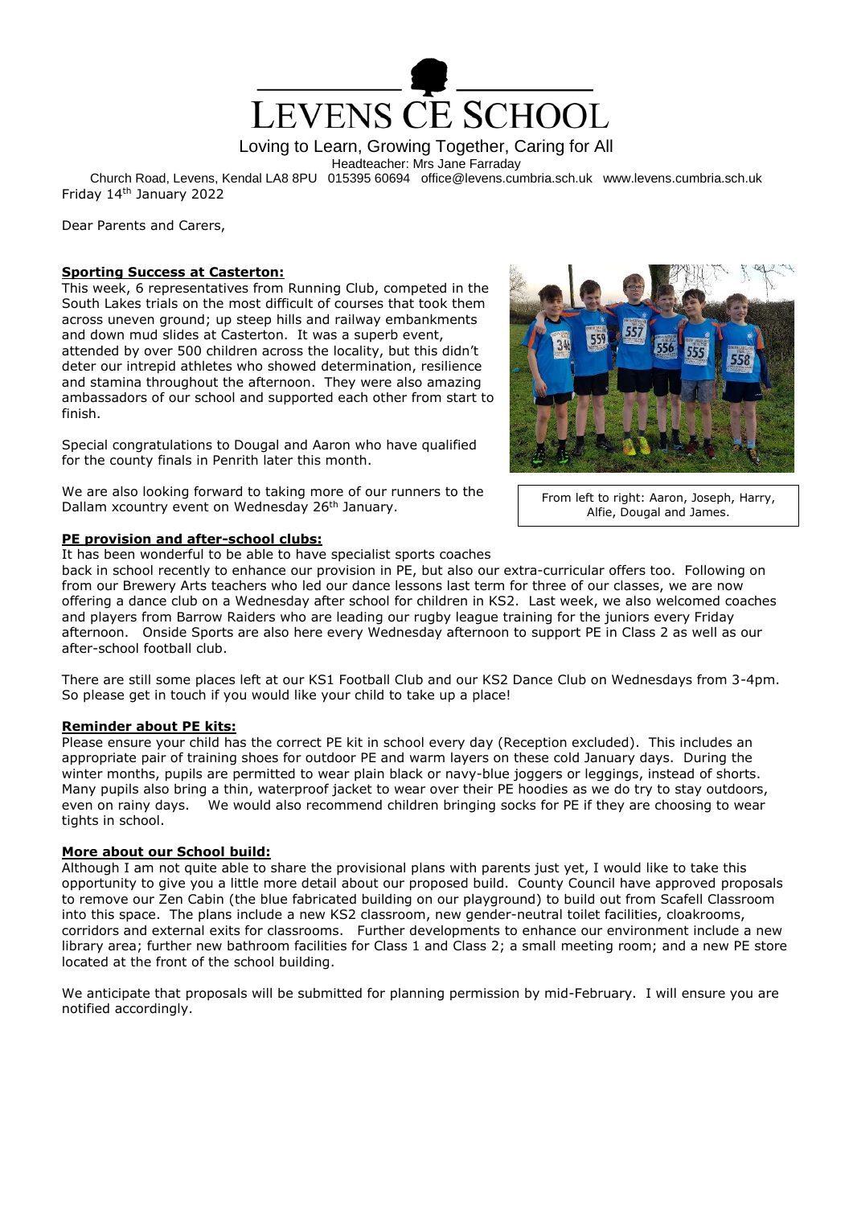# LEVENS CE SCHOOL

Loving to Learn, Growing Together, Caring for All

Headteacher: Mrs Jane Farraday

Church Road, Levens, Kendal LA8 8PU 015395 60694 office@levens.cumbria.sch.uk www.levens.cumbria.sch.uk

Friday 14th January 2022

Dear Parents and Carers,

**Sporting Success at Casterton:**

This week, 6 representatives from Running Club, competed in the South Lakes trials on the most difficult of courses that took them across uneven ground; up steep hills and railway embankments and down mud slides at Casterton. It was a superb event, attended by over 500 children across the locality, but this didn't deter our intrepid athletes who showed determination, resilience and stamina throughout the afternoon. They were also amazing ambassadors of our school and supported each other from start to finish.

Special congratulations to Dougal and Aaron who have qualified for the county finals in Penrith later this month.

We are also looking forward to taking more of our runners to the Dallam xcountry event on Wednesday 26th January.

From left to right: Aaron, Joseph, Harry, Alfie, Dougal and James.

**PE provision and after-school clubs:**

It has been wonderful to be able to have specialist sports coaches back in school recently to enhance our provision in PE, but also our extra-curricular offers too. Following on from our Brewery Arts teachers who led our dance lessons last term for three of our classes, we are now offering a dance club on a Wednesday after school for children in KS2. Last week, we also welcomed coaches and players from Barrow Raiders who are leading our rugby league training for the juniors every Friday afternoon. Onside Sports are also here every Wednesday afternoon to support PE in Class 2 as well as our after-school football club.

There are still some places left at our KS1 Football Club and our KS2 Dance Club on Wednesdays from 3-4pm. So please get in touch if you would like your child to take up a place!

**Reminder about PE kits:**

Please ensure your child has the correct PE kit in school every day (Reception excluded). This includes an appropriate pair of training shoes for outdoor PE and warm layers on these cold January days. During the winter months, pupils are permitted to wear plain black or navy-blue joggers or leggings, instead of shorts. Many pupils also bring a thin, waterproof jacket to wear over their PE hoodies as we do try to stay outdoors, even on rainy days. We would also recommend children bringing socks for PE if they are choosing to wear tights in school.

**More about our School build:**

Although I am not quite able to share the provisional plans with parents just yet, I would like to take this opportunity to give you a little more detail about our proposed build. County Council have approved proposals to remove our Zen Cabin (the blue fabricated building on our playground) to build out from Scafell Classroom into this space. The plans include a new KS2 classroom, new gender-neutral toilet facilities, cloakrooms, corridors and external exits for classrooms. Further developments to enhance our environment include a new library area; further new bathroom facilities for Class 1 and Class 2; a small meeting room; and a new PE store located at the front of the school building.

We anticipate that proposals will be submitted for planning permission by mid-February. I will ensure you are notified accordingly.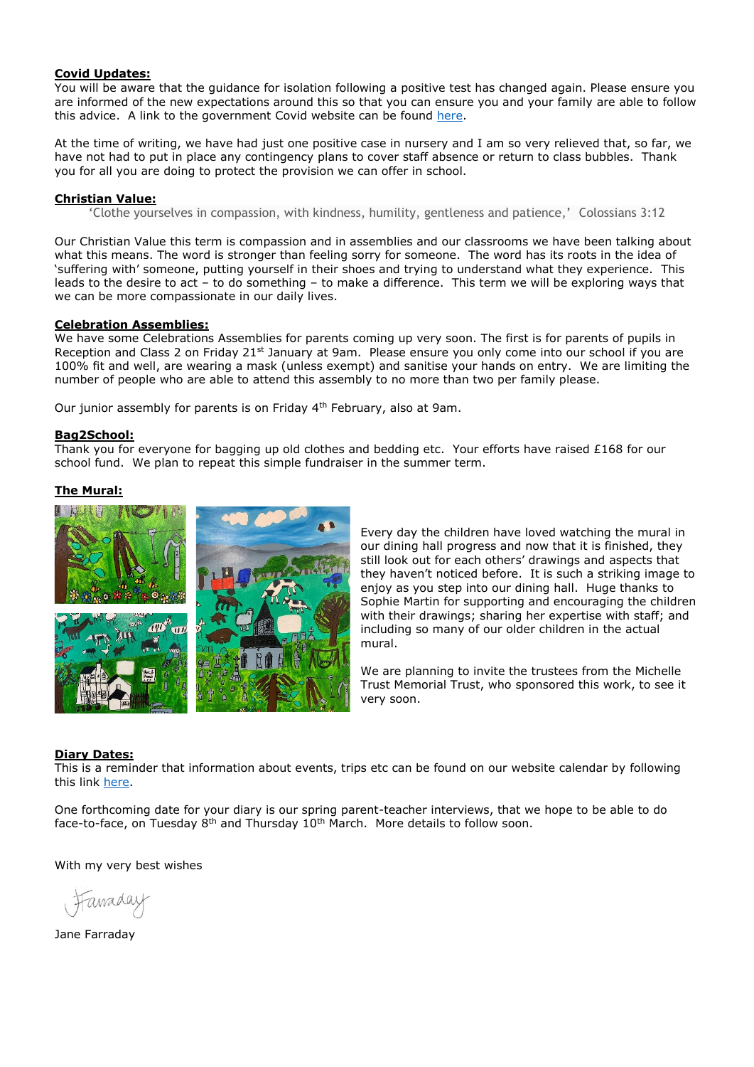**Covid Updates:**

You will be aware that the guidance for isolation following a positive test has changed again. Please ensure you are informed of the new expectations around this so that you can ensure you and your family are able to follow this advice. A link to the government Covid website can be found here.

At the time of writing, we have had just one positive case in nursery and I am so very relieved that, so far, we have not had to put in place any contingency plans to cover staff absence or return to class bubbles. Thank you for all you are doing to protect the provision we can offer in school.

**Christian Value:**

'Clothe yourselves in compassion, with kindness, humility, gentleness and patience,' Colossians 3:12

Our Christian Value this term is compassion and in assemblies and our classrooms we have been talking about what this means. The word is stronger than feeling sorry for someone. The word has its roots in the idea of 'suffering with' someone, putting yourself in their shoes and trying to understand what they experience. This leads to the desire to act – to do something – to make a difference. This term we will be exploring ways that we can be more compassionate in our daily lives.

**Celebration Assemblies:**

We have some Celebrations Assemblies for parents coming up very soon. The first is for parents of pupils in Reception and Class 2 on Friday 21st January at 9am. Please ensure you only come into our school if you are 100% fit and well, are wearing a mask (unless exempt) and sanitise your hands on entry. We are limiting the number of people who are able to attend this assembly to no more than two per family please.

Our junior assembly for parents is on Friday 4th February, also at 9am.

**Bag2School:**

Thank you for everyone for bagging up old clothes and bedding etc. Your efforts have raised £168 for our school fund. We plan to repeat this simple fundraiser in the summer term.

**The Mural:**

Every day the children have loved watching the mural in our dining hall progress and now that it is finished, they still look out for each others' drawings and aspects that they haven't noticed before. It is such a striking image to enjoy as you step into our dining hall. Huge thanks to Sophie Martin for supporting and encouraging the children with their drawings; sharing her expertise with staff; and including so many of our older children in the actual mural.

We are planning to invite the trustees from the Michelle Trust Memorial Trust, who sponsored this work, to see it very soon.

**Diary Dates:**

This is a reminder that information about events, trips etc can be found on our website calendar by following this link here.

One forthcoming date for your diary is our spring parent-teacher interviews, that we hope to be able to do face-to-face, on Tuesday 8th and Thursday 10th March. More details to follow soon.

With my very best wishes

Faraday

Jane Farraday